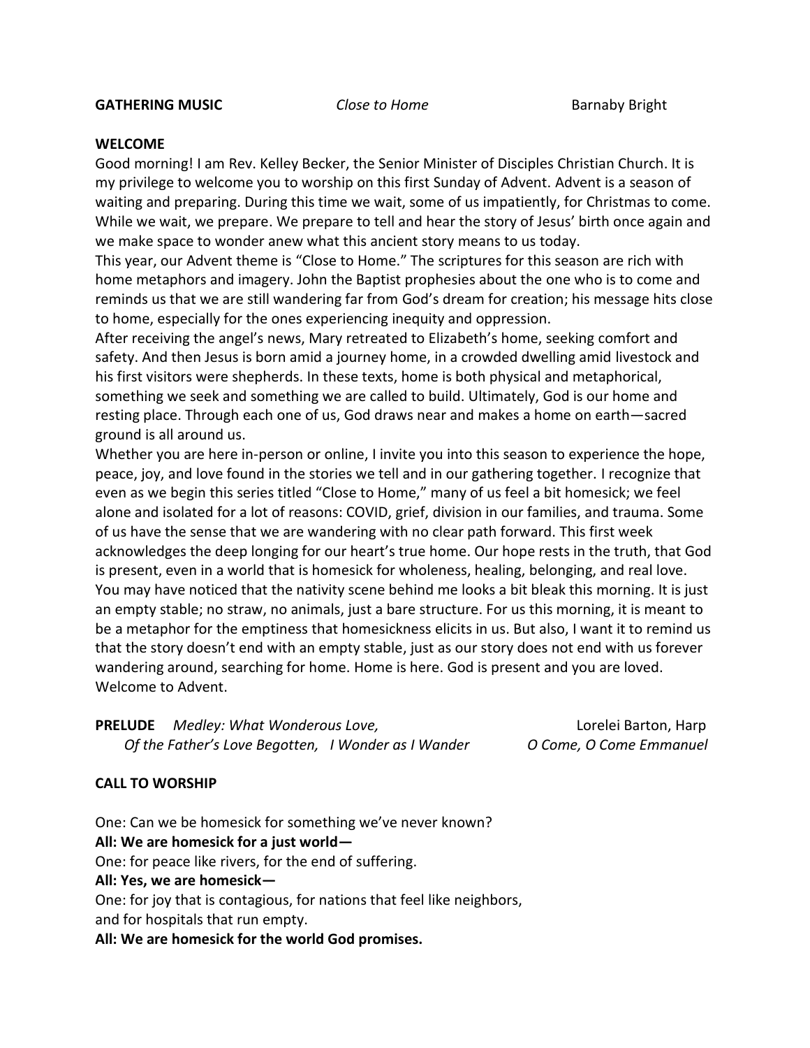**GATHERING MUSIC** *Close to Home* Barnaby Bright

**WELCOME**

Good morning! I am Rev. Kelley Becker, the Senior Minister of Disciples Christian Church. It is my privilege to welcome you to worship on this first Sunday of Advent. Advent is a season of waiting and preparing. During this time we wait, some of us impatiently, for Christmas to come. While we wait, we prepare. We prepare to tell and hear the story of Jesus' birth once again and we make space to wonder anew what this ancient story means to us today.

This year, our Advent theme is "Close to Home." The scriptures for this season are rich with home metaphors and imagery. John the Baptist prophesies about the one who is to come and reminds us that we are still wandering far from God's dream for creation; his message hits close to home, especially for the ones experiencing inequity and oppression.

After receiving the angel's news, Mary retreated to Elizabeth's home, seeking comfort and safety. And then Jesus is born amid a journey home, in a crowded dwelling amid livestock and his first visitors were shepherds. In these texts, home is both physical and metaphorical, something we seek and something we are called to build. Ultimately, God is our home and resting place. Through each one of us, God draws near and makes a home on earth—sacred ground is all around us.

Whether you are here in-person or online, I invite you into this season to experience the hope, peace, joy, and love found in the stories we tell and in our gathering together. I recognize that even as we begin this series titled "Close to Home," many of us feel a bit homesick; we feel alone and isolated for a lot of reasons: COVID, grief, division in our families, and trauma. Some of us have the sense that we are wandering with no clear path forward. This first week acknowledges the deep longing for our heart's true home. Our hope rests in the truth, that God is present, even in a world that is homesick for wholeness, healing, belonging, and real love.

You may have noticed that the nativity scene behind me looks a bit bleak this morning. It is just an empty stable; no straw, no animals, just a bare structure. For us this morning, it is meant to be a metaphor for the emptiness that homesickness elicits in us. But also, I want it to remind us that the story doesn't end with an empty stable, just as our story does not end with us forever wandering around, searching for home. Home is here. God is present and you are loved. Welcome to Advent.

**PRELUDE** *Medley: What Wonderous Love, Of the Father's Love Begotten, I Wonder as I Wander O Come, O Come Emmanuel* Lorelei Barton, Harp

**CALL TO WORSHIP**

One: Can we be homesick for something we've never known?

**All: We are homesick for a just world—**

One: for peace like rivers, for the end of suffering.

**All: Yes, we are homesick—**

One: for joy that is contagious, for nations that feel like neighbors, and for hospitals that run empty.

**All: We are homesick for the world God promises.**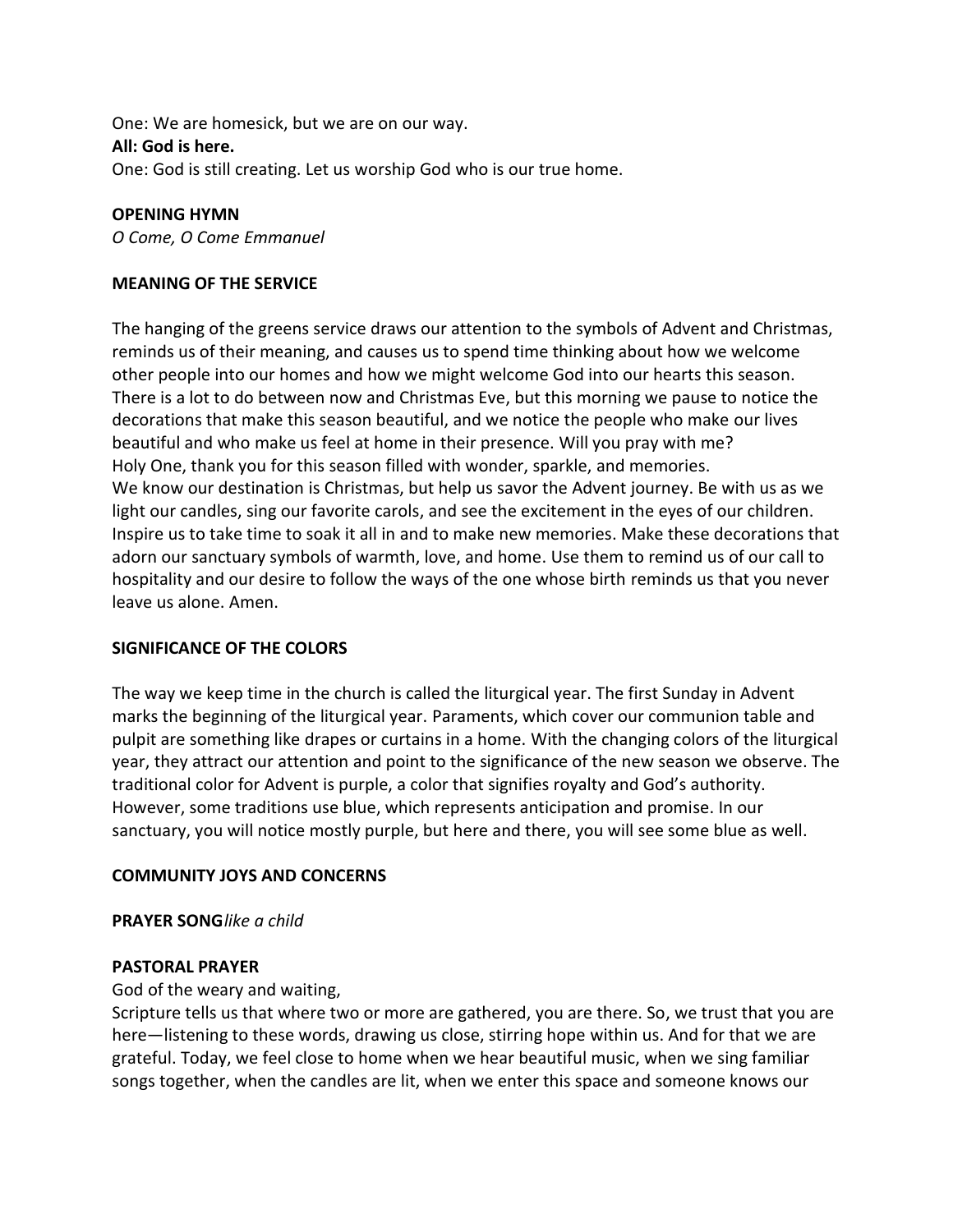One: We are homesick, but we are on our way.
**All: God is here.**
One: God is still creating. Let us worship God who is our true home.

**OPENING HYMN**
*O Come, O Come Emmanuel*

**MEANING OF THE SERVICE**

The hanging of the greens service draws our attention to the symbols of Advent and Christmas, reminds us of their meaning, and causes us to spend time thinking about how we welcome other people into our homes and how we might welcome God into our hearts this season. There is a lot to do between now and Christmas Eve, but this morning we pause to notice the decorations that make this season beautiful, and we notice the people who make our lives beautiful and who make us feel at home in their presence. Will you pray with me?
Holy One, thank you for this season filled with wonder, sparkle, and memories.
We know our destination is Christmas, but help us savor the Advent journey. Be with us as we light our candles, sing our favorite carols, and see the excitement in the eyes of our children. Inspire us to take time to soak it all in and to make new memories. Make these decorations that adorn our sanctuary symbols of warmth, love, and home. Use them to remind us of our call to hospitality and our desire to follow the ways of the one whose birth reminds us that you never leave us alone. Amen.

**SIGNIFICANCE OF THE COLORS**

The way we keep time in the church is called the liturgical year. The first Sunday in Advent marks the beginning of the liturgical year. Paraments, which cover our communion table and pulpit are something like drapes or curtains in a home. With the changing colors of the liturgical year, they attract our attention and point to the significance of the new season we observe. The traditional color for Advent is purple, a color that signifies royalty and God's authority. However, some traditions use blue, which represents anticipation and promise. In our sanctuary, you will notice mostly purple, but here and there, you will see some blue as well.

**COMMUNITY JOYS AND CONCERNS**

**PRAYER SONG***like a child*

**PASTORAL PRAYER**
God of the weary and waiting,
Scripture tells us that where two or more are gathered, you are there. So, we trust that you are here—listening to these words, drawing us close, stirring hope within us. And for that we are grateful. Today, we feel close to home when we hear beautiful music, when we sing familiar songs together, when the candles are lit, when we enter this space and someone knows our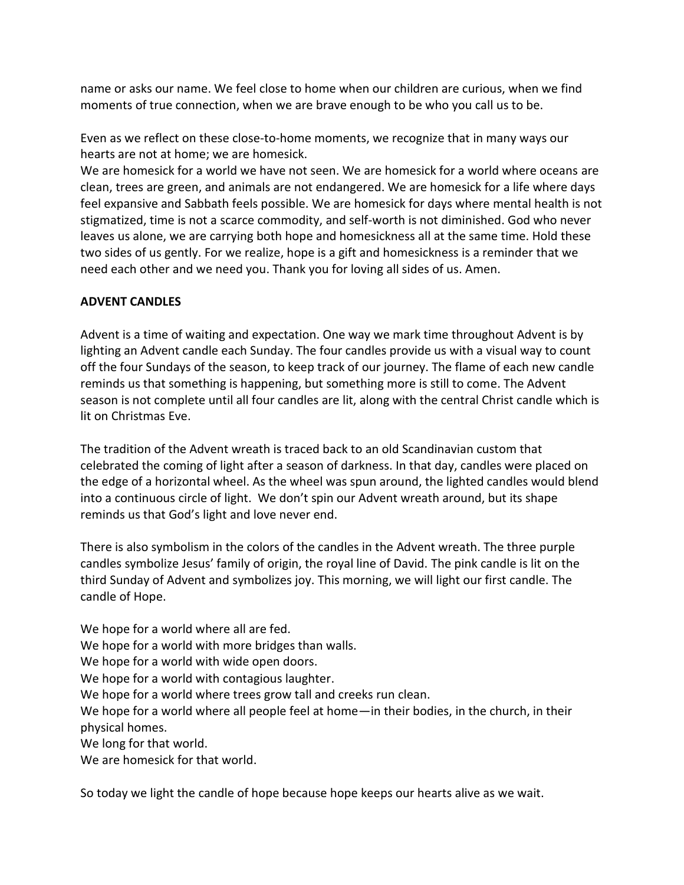name or asks our name. We feel close to home when our children are curious, when we find moments of true connection, when we are brave enough to be who you call us to be.

Even as we reflect on these close-to-home moments, we recognize that in many ways our hearts are not at home; we are homesick.
We are homesick for a world we have not seen. We are homesick for a world where oceans are clean, trees are green, and animals are not endangered. We are homesick for a life where days feel expansive and Sabbath feels possible. We are homesick for days where mental health is not stigmatized, time is not a scarce commodity, and self-worth is not diminished. God who never leaves us alone, we are carrying both hope and homesickness all at the same time. Hold these two sides of us gently. For we realize, hope is a gift and homesickness is a reminder that we need each other and we need you. Thank you for loving all sides of us. Amen.

**ADVENT CANDLES**

Advent is a time of waiting and expectation. One way we mark time throughout Advent is by lighting an Advent candle each Sunday. The four candles provide us with a visual way to count off the four Sundays of the season, to keep track of our journey. The flame of each new candle reminds us that something is happening, but something more is still to come. The Advent season is not complete until all four candles are lit, along with the central Christ candle which is lit on Christmas Eve.

The tradition of the Advent wreath is traced back to an old Scandinavian custom that celebrated the coming of light after a season of darkness. In that day, candles were placed on the edge of a horizontal wheel. As the wheel was spun around, the lighted candles would blend into a continuous circle of light. We don't spin our Advent wreath around, but its shape reminds us that God's light and love never end.

There is also symbolism in the colors of the candles in the Advent wreath. The three purple candles symbolize Jesus' family of origin, the royal line of David. The pink candle is lit on the third Sunday of Advent and symbolizes joy. This morning, we will light our first candle. The candle of Hope.

We hope for a world where all are fed.
We hope for a world with more bridges than walls.
We hope for a world with wide open doors.
We hope for a world with contagious laughter.
We hope for a world where trees grow tall and creeks run clean.
We hope for a world where all people feel at home—in their bodies, in the church, in their physical homes.
We long for that world.
We are homesick for that world.

So today we light the candle of hope because hope keeps our hearts alive as we wait.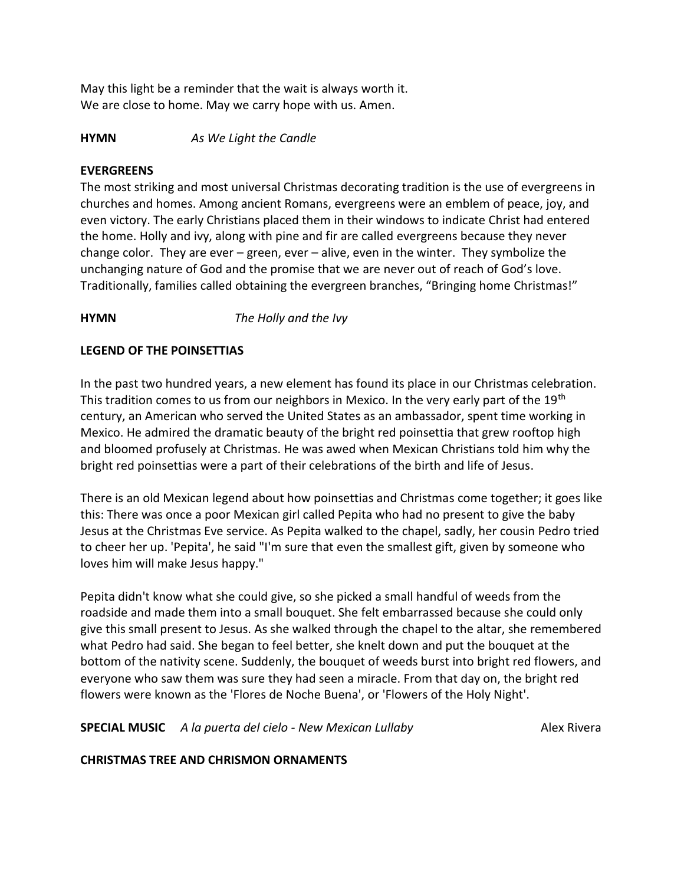May this light be a reminder that the wait is always worth it.
We are close to home. May we carry hope with us. Amen.

**HYMN** *As We Light the Candle*

**EVERGREENS**

The most striking and most universal Christmas decorating tradition is the use of evergreens in churches and homes. Among ancient Romans, evergreens were an emblem of peace, joy, and even victory. The early Christians placed them in their windows to indicate Christ had entered the home. Holly and ivy, along with pine and fir are called evergreens because they never change color. They are ever – green, ever – alive, even in the winter. They symbolize the unchanging nature of God and the promise that we are never out of reach of God's love. Traditionally, families called obtaining the evergreen branches, "Bringing home Christmas!"

**HYMN** *The Holly and the Ivy*

**LEGEND OF THE POINSETTIAS**

In the past two hundred years, a new element has found its place in our Christmas celebration. This tradition comes to us from our neighbors in Mexico. In the very early part of the 19th century, an American who served the United States as an ambassador, spent time working in Mexico. He admired the dramatic beauty of the bright red poinsettia that grew rooftop high and bloomed profusely at Christmas. He was awed when Mexican Christians told him why the bright red poinsettias were a part of their celebrations of the birth and life of Jesus.

There is an old Mexican legend about how poinsettias and Christmas come together; it goes like this: There was once a poor Mexican girl called Pepita who had no present to give the baby Jesus at the Christmas Eve service. As Pepita walked to the chapel, sadly, her cousin Pedro tried to cheer her up. 'Pepita', he said "I'm sure that even the smallest gift, given by someone who loves him will make Jesus happy."

Pepita didn't know what she could give, so she picked a small handful of weeds from the roadside and made them into a small bouquet. She felt embarrassed because she could only give this small present to Jesus. As she walked through the chapel to the altar, she remembered what Pedro had said. She began to feel better, she knelt down and put the bouquet at the bottom of the nativity scene. Suddenly, the bouquet of weeds burst into bright red flowers, and everyone who saw them was sure they had seen a miracle. From that day on, the bright red flowers were known as the 'Flores de Noche Buena', or 'Flowers of the Holy Night'.

**SPECIAL MUSIC** *A la puerta del cielo - New Mexican Lullaby* Alex Rivera

**CHRISTMAS TREE AND CHRISMON ORNAMENTS**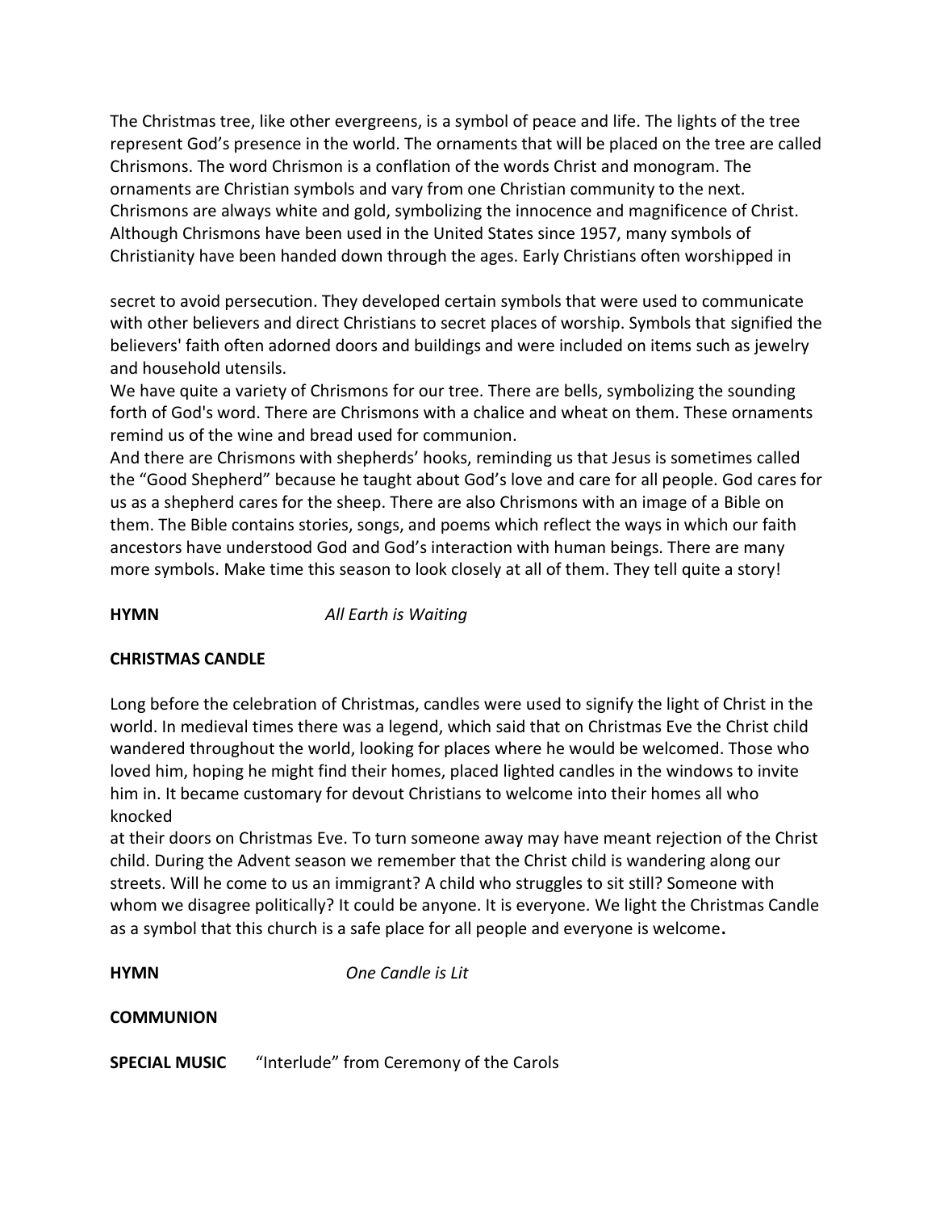The Christmas tree, like other evergreens, is a symbol of peace and life. The lights of the tree represent God's presence in the world. The ornaments that will be placed on the tree are called Chrismons. The word Chrismon is a conflation of the words Christ and monogram. The ornaments are Christian symbols and vary from one Christian community to the next. Chrismons are always white and gold, symbolizing the innocence and magnificence of Christ. Although Chrismons have been used in the United States since 1957, many symbols of Christianity have been handed down through the ages. Early Christians often worshipped in secret to avoid persecution. They developed certain symbols that were used to communicate with other believers and direct Christians to secret places of worship. Symbols that signified the believers' faith often adorned doors and buildings and were included on items such as jewelry and household utensils.

We have quite a variety of Chrismons for our tree. There are bells, symbolizing the sounding forth of God's word. There are Chrismons with a chalice and wheat on them. These ornaments remind us of the wine and bread used for communion.

And there are Chrismons with shepherds' hooks, reminding us that Jesus is sometimes called the "Good Shepherd" because he taught about God's love and care for all people. God cares for us as a shepherd cares for the sheep. There are also Chrismons with an image of a Bible on them. The Bible contains stories, songs, and poems which reflect the ways in which our faith ancestors have understood God and God's interaction with human beings. There are many more symbols. Make time this season to look closely at all of them. They tell quite a story!

**HYMN** *All Earth is Waiting*

**CHRISTMAS CANDLE**

Long before the celebration of Christmas, candles were used to signify the light of Christ in the world. In medieval times there was a legend, which said that on Christmas Eve the Christ child wandered throughout the world, looking for places where he would be welcomed. Those who loved him, hoping he might find their homes, placed lighted candles in the windows to invite him in. It became customary for devout Christians to welcome into their homes all who knocked at their doors on Christmas Eve. To turn someone away may have meant rejection of the Christ child. During the Advent season we remember that the Christ child is wandering along our streets. Will he come to us an immigrant? A child who struggles to sit still? Someone with whom we disagree politically? It could be anyone. It is everyone. We light the Christmas Candle as a symbol that this church is a safe place for all people and everyone is welcome**.**

**HYMN** *One Candle is Lit*

**COMMUNION**

**SPECIAL MUSIC** "Interlude" from Ceremony of the Carols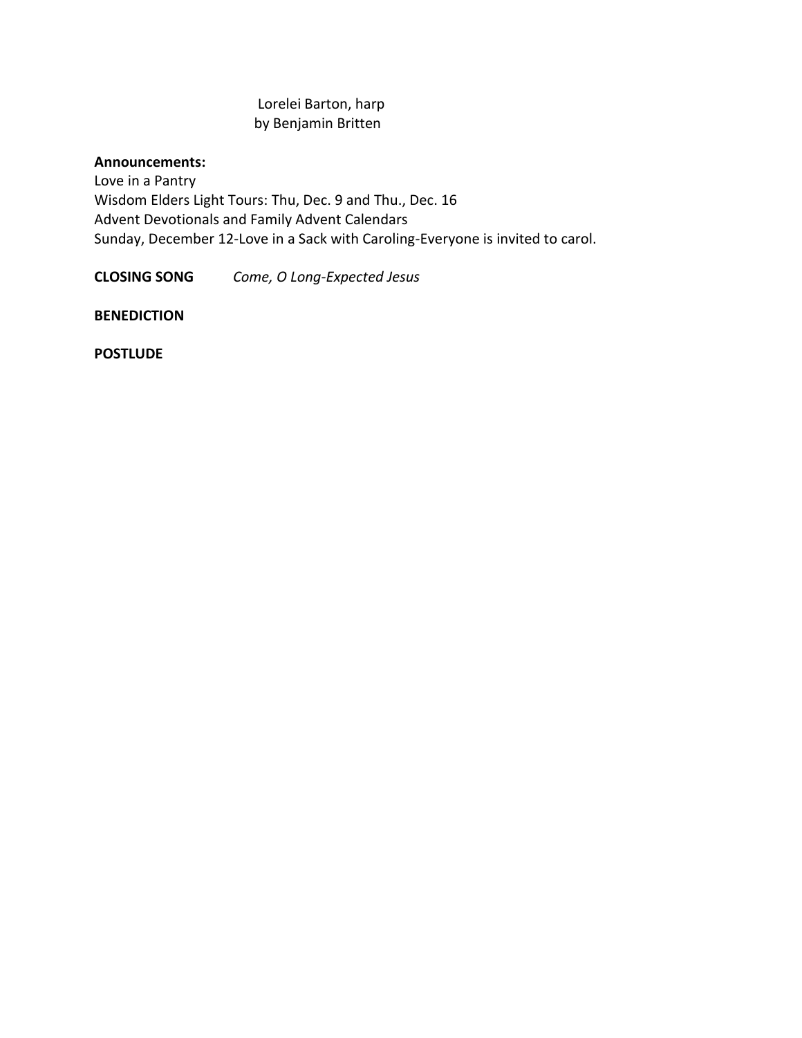Lorelei Barton, harp
by Benjamin Britten

**Announcements:**
Love in a Pantry
Wisdom Elders Light Tours: Thu, Dec. 9 and Thu., Dec. 16
Advent Devotionals and Family Advent Calendars
Sunday, December 12-Love in a Sack with Caroling-Everyone is invited to carol.

**CLOSING SONG** *Come, O Long-Expected Jesus*

**BENEDICTION**

**POSTLUDE**